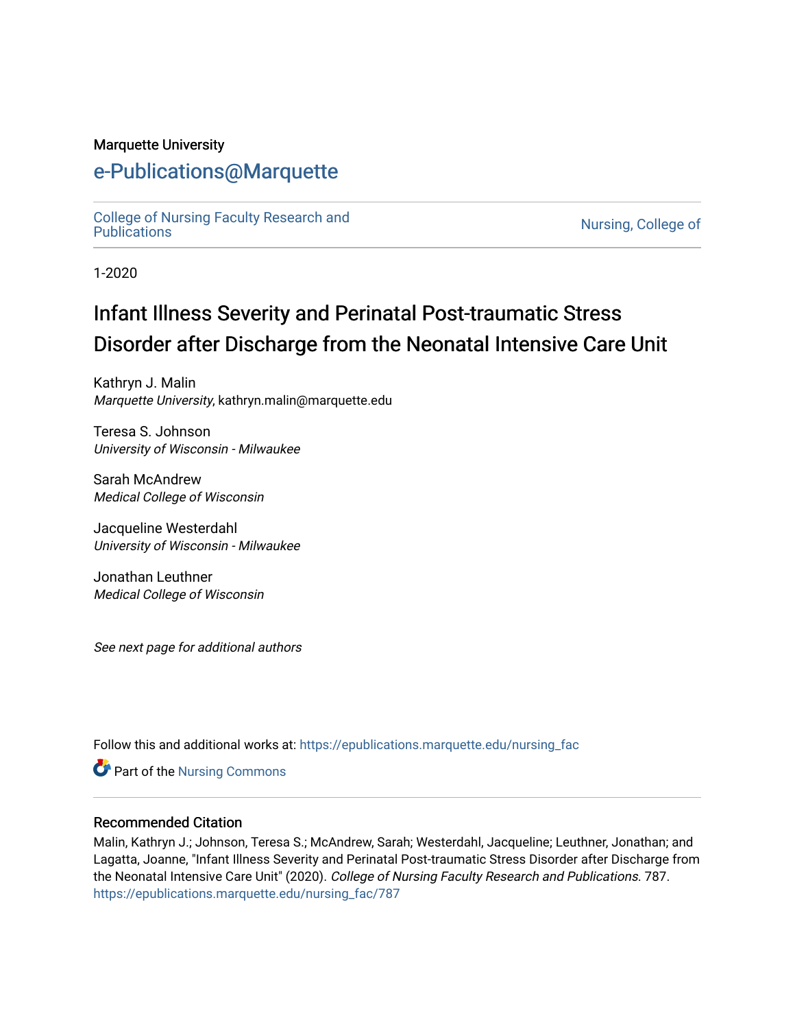Marquette University

# e-Publications@Marquette

College of Nursing Faculty Research and Publications | Nursing, College of

1-2020

# Infant Illness Severity and Perinatal Post-traumatic Stress Disorder after Discharge from the Neonatal Intensive Care Unit

Kathryn J. Malin
*Marquette University*, kathryn.malin@marquette.edu

Teresa S. Johnson
*University of Wisconsin - Milwaukee*

Sarah McAndrew
*Medical College of Wisconsin*

Jacqueline Westerdahl
*University of Wisconsin - Milwaukee*

Jonathan Leuthner
*Medical College of Wisconsin*

*See next page for additional authors*

Follow this and additional works at: https://epublications.marquette.edu/nursing_fac

Part of the Nursing Commons

## Recommended Citation

Malin, Kathryn J.; Johnson, Teresa S.; McAndrew, Sarah; Westerdahl, Jacqueline; Leuthner, Jonathan; and Lagatta, Joanne, "Infant Illness Severity and Perinatal Post-traumatic Stress Disorder after Discharge from the Neonatal Intensive Care Unit" (2020). *College of Nursing Faculty Research and Publications*. 787.
https://epublications.marquette.edu/nursing_fac/787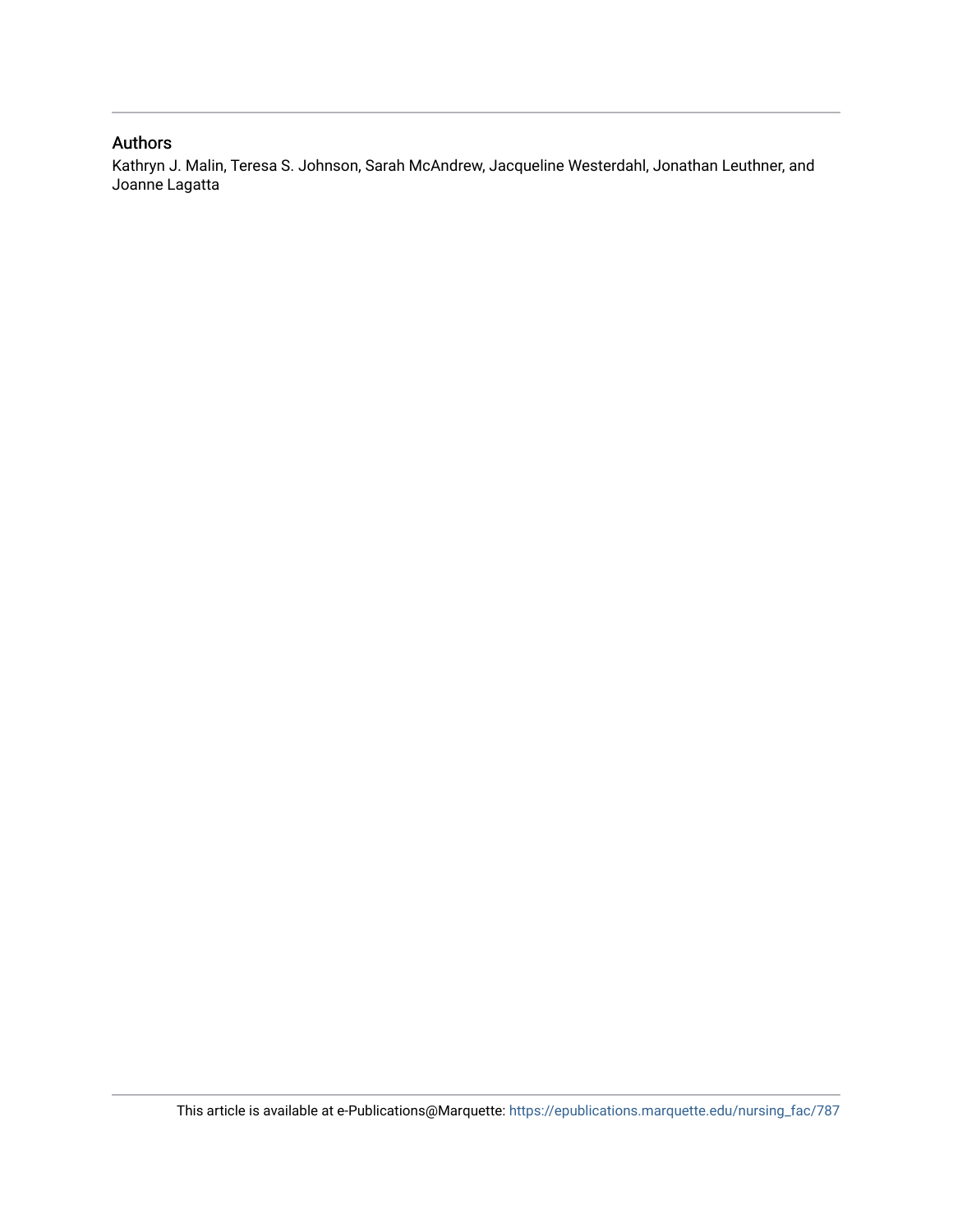## Authors

Kathryn J. Malin, Teresa S. Johnson, Sarah McAndrew, Jacqueline Westerdahl, Jonathan Leuthner, and Joanne Lagatta

This article is available at e-Publications@Marquette: https://epublications.marquette.edu/nursing_fac/787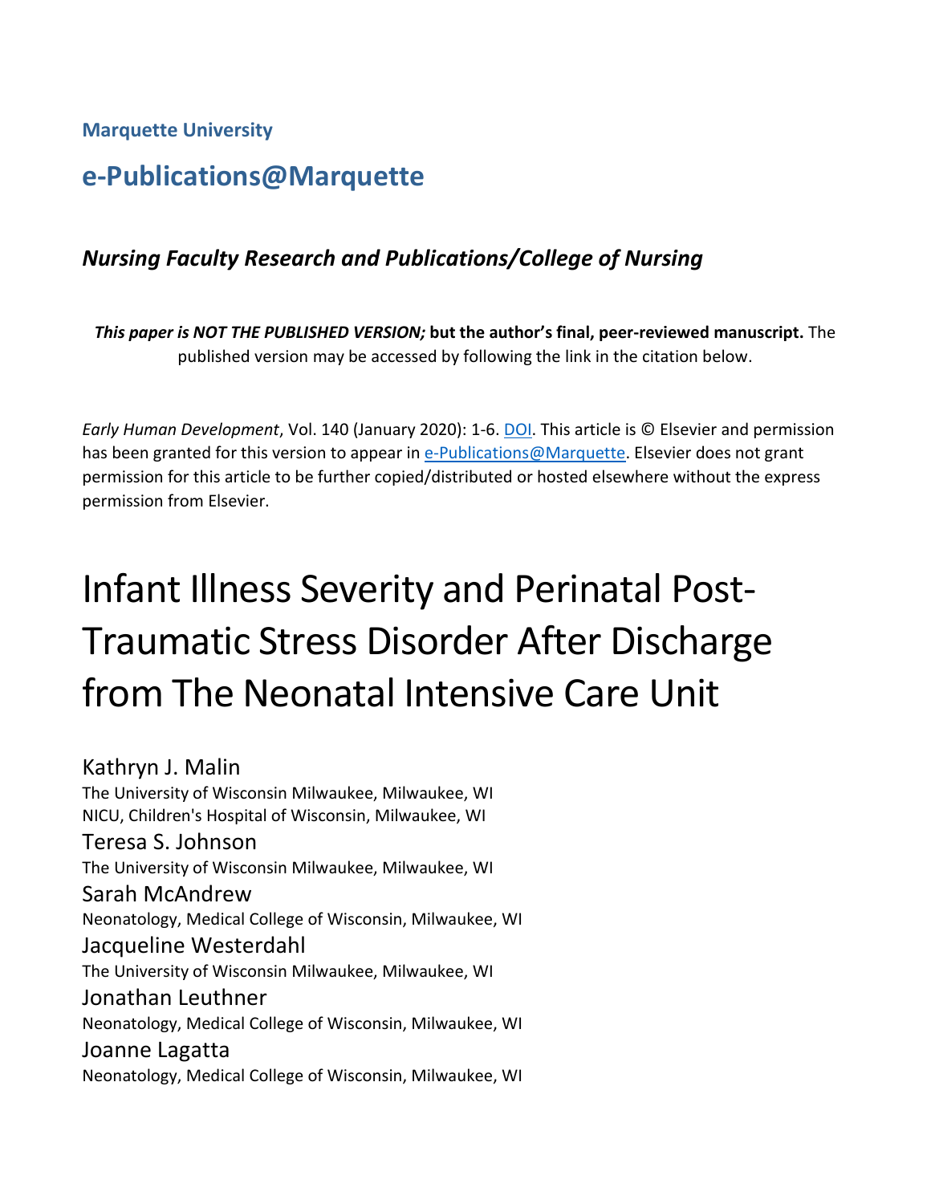Marquette University

# e-Publications@Marquette

### *Nursing Faculty Research and Publications/College of Nursing*

***This paper is NOT THE PUBLISHED VERSION;* but the author's final, peer-reviewed manuscript.** The published version may be accessed by following the link in the citation below.

*Early Human Development*, Vol. 140 (January 2020): 1-6. DOI. This article is © Elsevier and permission has been granted for this version to appear in e-Publications@Marquette. Elsevier does not grant permission for this article to be further copied/distributed or hosted elsewhere without the express permission from Elsevier.

# Infant Illness Severity and Perinatal Post-Traumatic Stress Disorder After Discharge from The Neonatal Intensive Care Unit

Kathryn J. Malin
The University of Wisconsin Milwaukee, Milwaukee, WI
NICU, Children's Hospital of Wisconsin, Milwaukee, WI

Teresa S. Johnson
The University of Wisconsin Milwaukee, Milwaukee, WI

Sarah McAndrew
Neonatology, Medical College of Wisconsin, Milwaukee, WI

Jacqueline Westerdahl
The University of Wisconsin Milwaukee, Milwaukee, WI

Jonathan Leuthner
Neonatology, Medical College of Wisconsin, Milwaukee, WI

Joanne Lagatta
Neonatology, Medical College of Wisconsin, Milwaukee, WI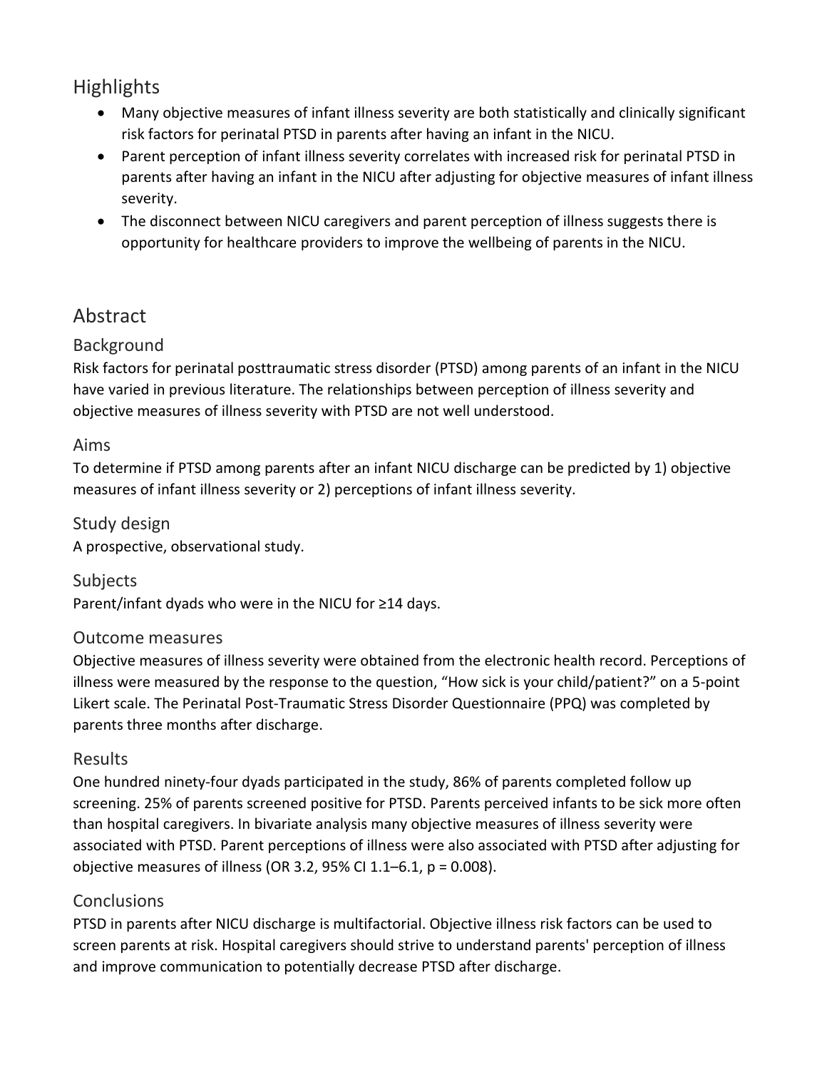## Highlights

- Many objective measures of infant illness severity are both statistically and clinically significant risk factors for perinatal PTSD in parents after having an infant in the NICU.
- Parent perception of infant illness severity correlates with increased risk for perinatal PTSD in parents after having an infant in the NICU after adjusting for objective measures of infant illness severity.
- The disconnect between NICU caregivers and parent perception of illness suggests there is opportunity for healthcare providers to improve the wellbeing of parents in the NICU.

## Abstract

### Background

Risk factors for perinatal posttraumatic stress disorder (PTSD) among parents of an infant in the NICU have varied in previous literature. The relationships between perception of illness severity and objective measures of illness severity with PTSD are not well understood.

### Aims

To determine if PTSD among parents after an infant NICU discharge can be predicted by 1) objective measures of infant illness severity or 2) perceptions of infant illness severity.

### Study design

A prospective, observational study.

### Subjects

Parent/infant dyads who were in the NICU for ≥14 days.

### Outcome measures

Objective measures of illness severity were obtained from the electronic health record. Perceptions of illness were measured by the response to the question, "How sick is your child/patient?" on a 5-point Likert scale. The Perinatal Post-Traumatic Stress Disorder Questionnaire (PPQ) was completed by parents three months after discharge.

### Results

One hundred ninety-four dyads participated in the study, 86% of parents completed follow up screening. 25% of parents screened positive for PTSD. Parents perceived infants to be sick more often than hospital caregivers. In bivariate analysis many objective measures of illness severity were associated with PTSD. Parent perceptions of illness were also associated with PTSD after adjusting for objective measures of illness (OR 3.2, 95% CI 1.1–6.1, $p = 0.008$).

### Conclusions

PTSD in parents after NICU discharge is multifactorial. Objective illness risk factors can be used to screen parents at risk. Hospital caregivers should strive to understand parents' perception of illness and improve communication to potentially decrease PTSD after discharge.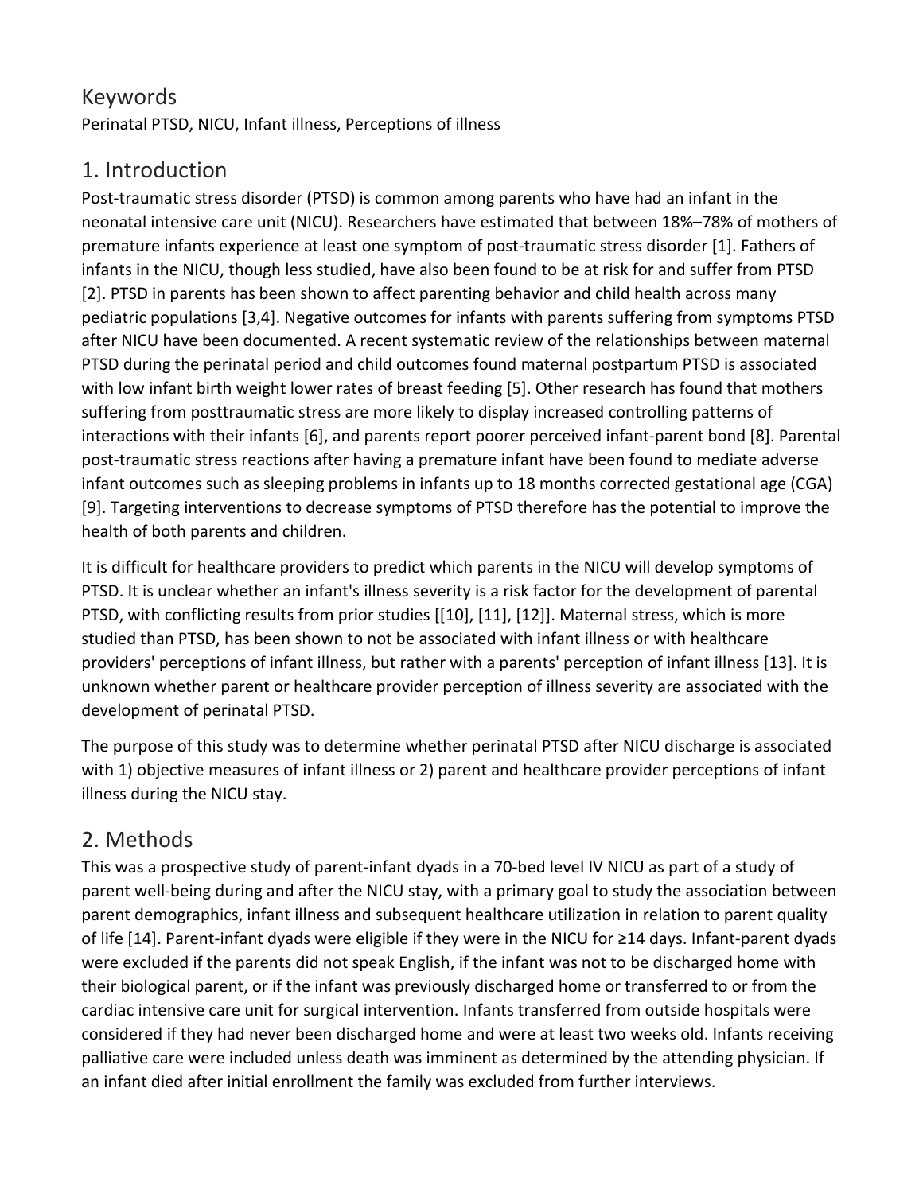## Keywords

Perinatal PTSD, NICU, Infant illness, Perceptions of illness

## 1. Introduction

Post-traumatic stress disorder (PTSD) is common among parents who have had an infant in the neonatal intensive care unit (NICU). Researchers have estimated that between 18%–78% of mothers of premature infants experience at least one symptom of post-traumatic stress disorder [1]. Fathers of infants in the NICU, though less studied, have also been found to be at risk for and suffer from PTSD [2]. PTSD in parents has been shown to affect parenting behavior and child health across many pediatric populations [3,4]. Negative outcomes for infants with parents suffering from symptoms PTSD after NICU have been documented. A recent systematic review of the relationships between maternal PTSD during the perinatal period and child outcomes found maternal postpartum PTSD is associated with low infant birth weight lower rates of breast feeding [5]. Other research has found that mothers suffering from posttraumatic stress are more likely to display increased controlling patterns of interactions with their infants [6], and parents report poorer perceived infant-parent bond [8]. Parental post-traumatic stress reactions after having a premature infant have been found to mediate adverse infant outcomes such as sleeping problems in infants up to 18 months corrected gestational age (CGA) [9]. Targeting interventions to decrease symptoms of PTSD therefore has the potential to improve the health of both parents and children.

It is difficult for healthcare providers to predict which parents in the NICU will develop symptoms of PTSD. It is unclear whether an infant's illness severity is a risk factor for the development of parental PTSD, with conflicting results from prior studies [[10], [11], [12]]. Maternal stress, which is more studied than PTSD, has been shown to not be associated with infant illness or with healthcare providers' perceptions of infant illness, but rather with a parents' perception of infant illness [13]. It is unknown whether parent or healthcare provider perception of illness severity are associated with the development of perinatal PTSD.

The purpose of this study was to determine whether perinatal PTSD after NICU discharge is associated with 1) objective measures of infant illness or 2) parent and healthcare provider perceptions of infant illness during the NICU stay.

## 2. Methods

This was a prospective study of parent-infant dyads in a 70-bed level IV NICU as part of a study of parent well-being during and after the NICU stay, with a primary goal to study the association between parent demographics, infant illness and subsequent healthcare utilization in relation to parent quality of life [14]. Parent-infant dyads were eligible if they were in the NICU for ≥14 days. Infant-parent dyads were excluded if the parents did not speak English, if the infant was not to be discharged home with their biological parent, or if the infant was previously discharged home or transferred to or from the cardiac intensive care unit for surgical intervention. Infants transferred from outside hospitals were considered if they had never been discharged home and were at least two weeks old. Infants receiving palliative care were included unless death was imminent as determined by the attending physician. If an infant died after initial enrollment the family was excluded from further interviews.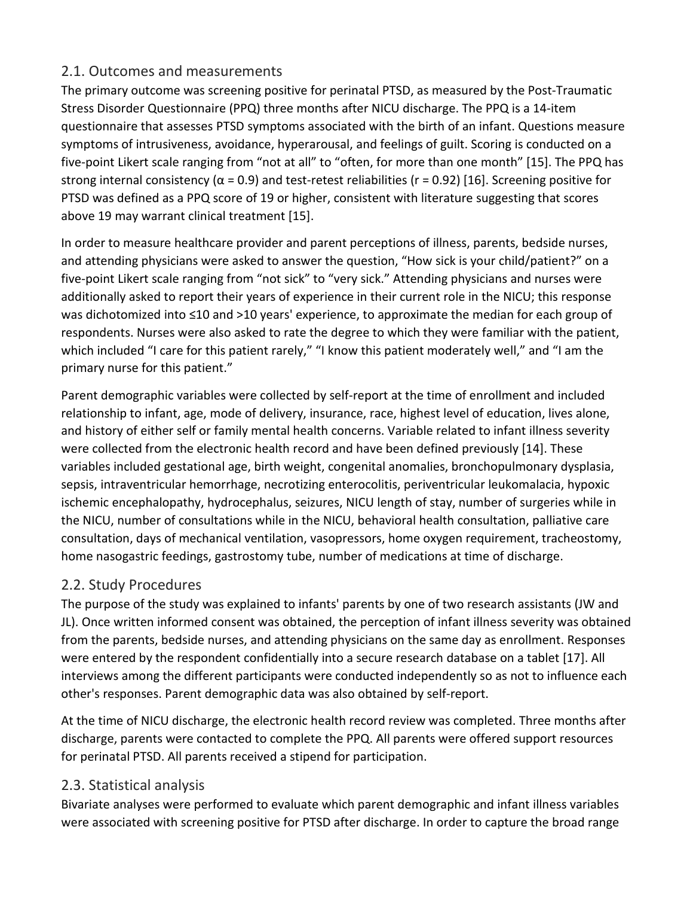## 2.1. Outcomes and measurements

The primary outcome was screening positive for perinatal PTSD, as measured by the Post-Traumatic Stress Disorder Questionnaire (PPQ) three months after NICU discharge. The PPQ is a 14-item questionnaire that assesses PTSD symptoms associated with the birth of an infant. Questions measure symptoms of intrusiveness, avoidance, hyperarousal, and feelings of guilt. Scoring is conducted on a five-point Likert scale ranging from "not at all" to "often, for more than one month" [15]. The PPQ has strong internal consistency ($\alpha = 0.9$) and test-retest reliabilities ($r = 0.92$) [16]. Screening positive for PTSD was defined as a PPQ score of 19 or higher, consistent with literature suggesting that scores above 19 may warrant clinical treatment [15].

In order to measure healthcare provider and parent perceptions of illness, parents, bedside nurses, and attending physicians were asked to answer the question, "How sick is your child/patient?" on a five-point Likert scale ranging from "not sick" to "very sick." Attending physicians and nurses were additionally asked to report their years of experience in their current role in the NICU; this response was dichotomized into ≤10 and >10 years' experience, to approximate the median for each group of respondents. Nurses were also asked to rate the degree to which they were familiar with the patient, which included "I care for this patient rarely," "I know this patient moderately well," and "I am the primary nurse for this patient."

Parent demographic variables were collected by self-report at the time of enrollment and included relationship to infant, age, mode of delivery, insurance, race, highest level of education, lives alone, and history of either self or family mental health concerns. Variable related to infant illness severity were collected from the electronic health record and have been defined previously [14]. These variables included gestational age, birth weight, congenital anomalies, bronchopulmonary dysplasia, sepsis, intraventricular hemorrhage, necrotizing enterocolitis, periventricular leukomalacia, hypoxic ischemic encephalopathy, hydrocephalus, seizures, NICU length of stay, number of surgeries while in the NICU, number of consultations while in the NICU, behavioral health consultation, palliative care consultation, days of mechanical ventilation, vasopressors, home oxygen requirement, tracheostomy, home nasogastric feedings, gastrostomy tube, number of medications at time of discharge.

## 2.2. Study Procedures

The purpose of the study was explained to infants' parents by one of two research assistants (JW and JL). Once written informed consent was obtained, the perception of infant illness severity was obtained from the parents, bedside nurses, and attending physicians on the same day as enrollment. Responses were entered by the respondent confidentially into a secure research database on a tablet [17]. All interviews among the different participants were conducted independently so as not to influence each other's responses. Parent demographic data was also obtained by self-report.

At the time of NICU discharge, the electronic health record review was completed. Three months after discharge, parents were contacted to complete the PPQ. All parents were offered support resources for perinatal PTSD. All parents received a stipend for participation.

## 2.3. Statistical analysis

Bivariate analyses were performed to evaluate which parent demographic and infant illness variables were associated with screening positive for PTSD after discharge. In order to capture the broad range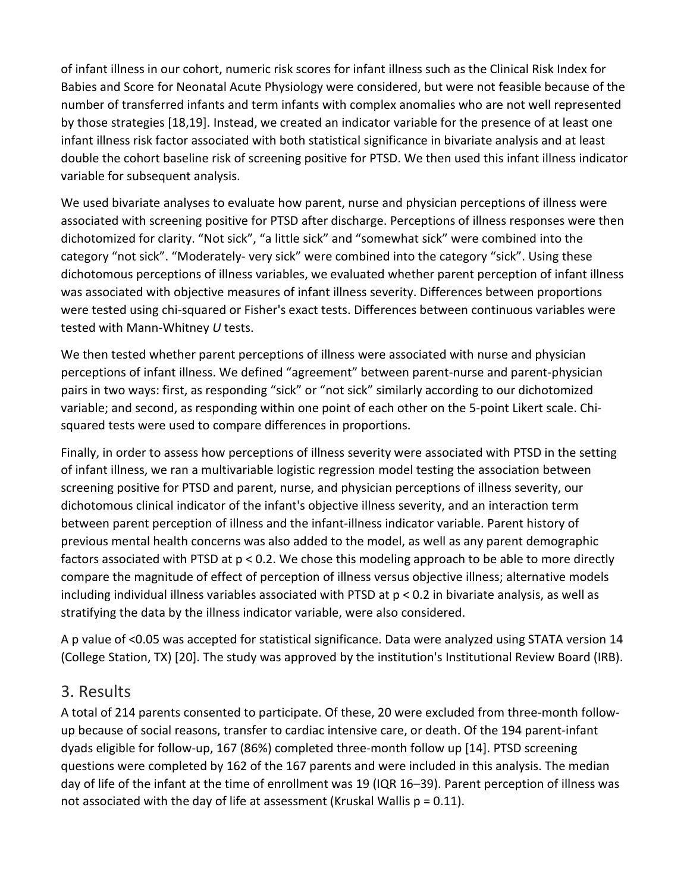of infant illness in our cohort, numeric risk scores for infant illness such as the Clinical Risk Index for Babies and Score for Neonatal Acute Physiology were considered, but were not feasible because of the number of transferred infants and term infants with complex anomalies who are not well represented by those strategies [18,19]. Instead, we created an indicator variable for the presence of at least one infant illness risk factor associated with both statistical significance in bivariate analysis and at least double the cohort baseline risk of screening positive for PTSD. We then used this infant illness indicator variable for subsequent analysis.

We used bivariate analyses to evaluate how parent, nurse and physician perceptions of illness were associated with screening positive for PTSD after discharge. Perceptions of illness responses were then dichotomized for clarity. “Not sick”, “a little sick” and “somewhat sick” were combined into the category “not sick”. “Moderately- very sick” were combined into the category “sick”. Using these dichotomous perceptions of illness variables, we evaluated whether parent perception of infant illness was associated with objective measures of infant illness severity. Differences between proportions were tested using chi-squared or Fisher's exact tests. Differences between continuous variables were tested with Mann-Whitney *U* tests.

We then tested whether parent perceptions of illness were associated with nurse and physician perceptions of infant illness. We defined “agreement” between parent-nurse and parent-physician pairs in two ways: first, as responding “sick” or “not sick” similarly according to our dichotomized variable; and second, as responding within one point of each other on the 5-point Likert scale. Chi-squared tests were used to compare differences in proportions.

Finally, in order to assess how perceptions of illness severity were associated with PTSD in the setting of infant illness, we ran a multivariable logistic regression model testing the association between screening positive for PTSD and parent, nurse, and physician perceptions of illness severity, our dichotomous clinical indicator of the infant's objective illness severity, and an interaction term between parent perception of illness and the infant-illness indicator variable. Parent history of previous mental health concerns was also added to the model, as well as any parent demographic factors associated with PTSD at $p < 0.2$. We chose this modeling approach to be able to more directly compare the magnitude of effect of perception of illness versus objective illness; alternative models including individual illness variables associated with PTSD at $p < 0.2$ in bivariate analysis, as well as stratifying the data by the illness indicator variable, were also considered.

A p value of <0.05 was accepted for statistical significance. Data were analyzed using STATA version 14 (College Station, TX) [20]. The study was approved by the institution's Institutional Review Board (IRB).

## 3. Results

A total of 214 parents consented to participate. Of these, 20 were excluded from three-month follow-up because of social reasons, transfer to cardiac intensive care, or death. Of the 194 parent-infant dyads eligible for follow-up, 167 (86%) completed three-month follow up [14]. PTSD screening questions were completed by 162 of the 167 parents and were included in this analysis. The median day of life of the infant at the time of enrollment was 19 (IQR 16–39). Parent perception of illness was not associated with the day of life at assessment (Kruskal Wallis $p = 0.11$).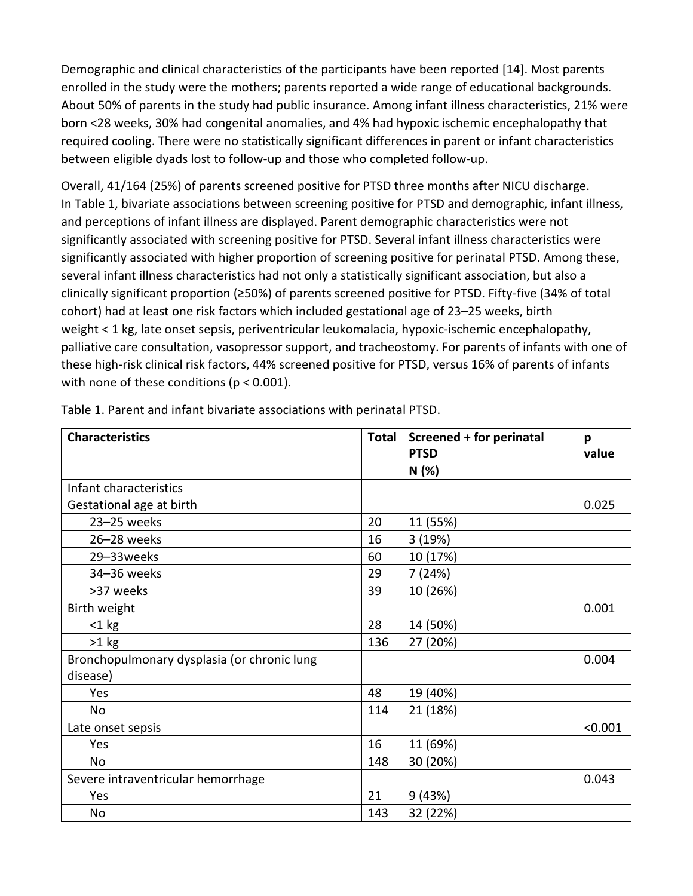Demographic and clinical characteristics of the participants have been reported [14]. Most parents enrolled in the study were the mothers; parents reported a wide range of educational backgrounds. About 50% of parents in the study had public insurance. Among infant illness characteristics, 21% were born <28 weeks, 30% had congenital anomalies, and 4% had hypoxic ischemic encephalopathy that required cooling. There were no statistically significant differences in parent or infant characteristics between eligible dyads lost to follow-up and those who completed follow-up.

Overall, 41/164 (25%) of parents screened positive for PTSD three months after NICU discharge. In Table 1, bivariate associations between screening positive for PTSD and demographic, infant illness, and perceptions of infant illness are displayed. Parent demographic characteristics were not significantly associated with screening positive for PTSD. Several infant illness characteristics were significantly associated with higher proportion of screening positive for perinatal PTSD. Among these, several infant illness characteristics had not only a statistically significant association, but also a clinically significant proportion (≥50%) of parents screened positive for PTSD. Fifty-five (34% of total cohort) had at least one risk factors which included gestational age of 23–25 weeks, birth weight < 1 kg, late onset sepsis, periventricular leukomalacia, hypoxic-ischemic encephalopathy, palliative care consultation, vasopressor support, and tracheostomy. For parents of infants with one of these high-risk clinical risk factors, 44% screened positive for PTSD, versus 16% of parents of infants with none of these conditions ($p < 0.001$).

Table 1. Parent and infant bivariate associations with perinatal PTSD.

| **Characteristics** | **Total** | **Screened + for perinatal PTSD** | **p value** |
|---|---|---|---|
| | | **N (%)** | |
| Infant characteristics | | | |
| Gestational age at birth | | | 0.025 |
| 23–25 weeks | 20 | 11 (55%) | |
| 26–28 weeks | 16 | 3 (19%) | |
| 29–33weeks | 60 | 10 (17%) | |
| 34–36 weeks | 29 | 7 (24%) | |
| >37 weeks | 39 | 10 (26%) | |
| Birth weight | | | 0.001 |
| <1 kg | 28 | 14 (50%) | |
| >1 kg | 136 | 27 (20%) | |
| Bronchopulmonary dysplasia (or chronic lung disease) | | | 0.004 |
| Yes | 48 | 19 (40%) | |
| No | 114 | 21 (18%) | |
| Late onset sepsis | | | <0.001 |
| Yes | 16 | 11 (69%) | |
| No | 148 | 30 (20%) | |
| Severe intraventricular hemorrhage | | | 0.043 |
| Yes | 21 | 9 (43%) | |
| No | 143 | 32 (22%) | |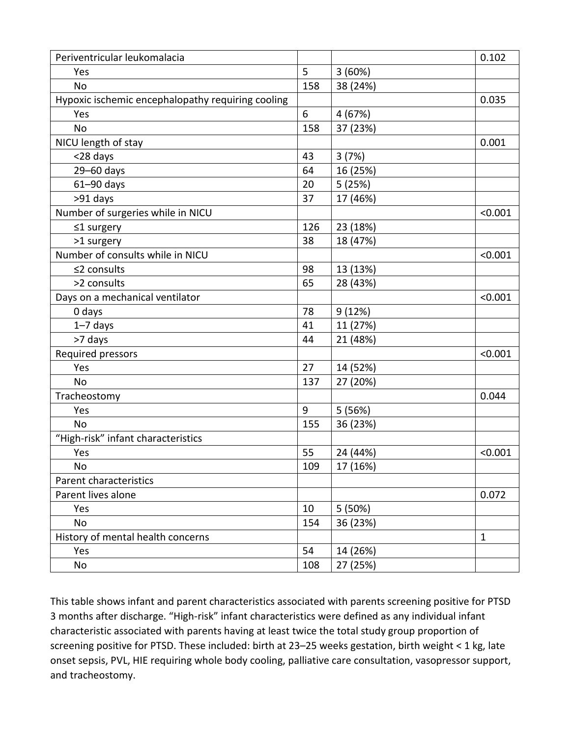| Periventricular leukomalacia | | | 0.102 |
|---|---|---|---|
| Yes | 5 | 3 (60%) | |
| No | 158 | 38 (24%) | |
| Hypoxic ischemic encephalopathy requiring cooling | | | 0.035 |
| Yes | 6 | 4 (67%) | |
| No | 158 | 37 (23%) | |
| NICU length of stay | | | 0.001 |
| <28 days | 43 | 3 (7%) | |
| 29–60 days | 64 | 16 (25%) | |
| 61–90 days | 20 | 5 (25%) | |
| >91 days | 37 | 17 (46%) | |
| Number of surgeries while in NICU | | | <0.001 |
| ≤1 surgery | 126 | 23 (18%) | |
| >1 surgery | 38 | 18 (47%) | |
| Number of consults while in NICU | | | <0.001 |
| ≤2 consults | 98 | 13 (13%) | |
| >2 consults | 65 | 28 (43%) | |
| Days on a mechanical ventilator | | | <0.001 |
| 0 days | 78 | 9 (12%) | |
| 1–7 days | 41 | 11 (27%) | |
| >7 days | 44 | 21 (48%) | |
| Required pressors | | | <0.001 |
| Yes | 27 | 14 (52%) | |
| No | 137 | 27 (20%) | |
| Tracheostomy | | | 0.044 |
| Yes | 9 | 5 (56%) | |
| No | 155 | 36 (23%) | |
| "High-risk" infant characteristics | | | |
| Yes | 55 | 24 (44%) | <0.001 |
| No | 109 | 17 (16%) | |
| Parent characteristics | | | |
| Parent lives alone | | | 0.072 |
| Yes | 10 | 5 (50%) | |
| No | 154 | 36 (23%) | |
| History of mental health concerns | | | 1 |
| Yes | 54 | 14 (26%) | |
| No | 108 | 27 (25%) | |

This table shows infant and parent characteristics associated with parents screening positive for PTSD 3 months after discharge. "High-risk" infant characteristics were defined as any individual infant characteristic associated with parents having at least twice the total study group proportion of screening positive for PTSD. These included: birth at 23–25 weeks gestation, birth weight < 1 kg, late onset sepsis, PVL, HIE requiring whole body cooling, palliative care consultation, vasopressor support, and tracheostomy.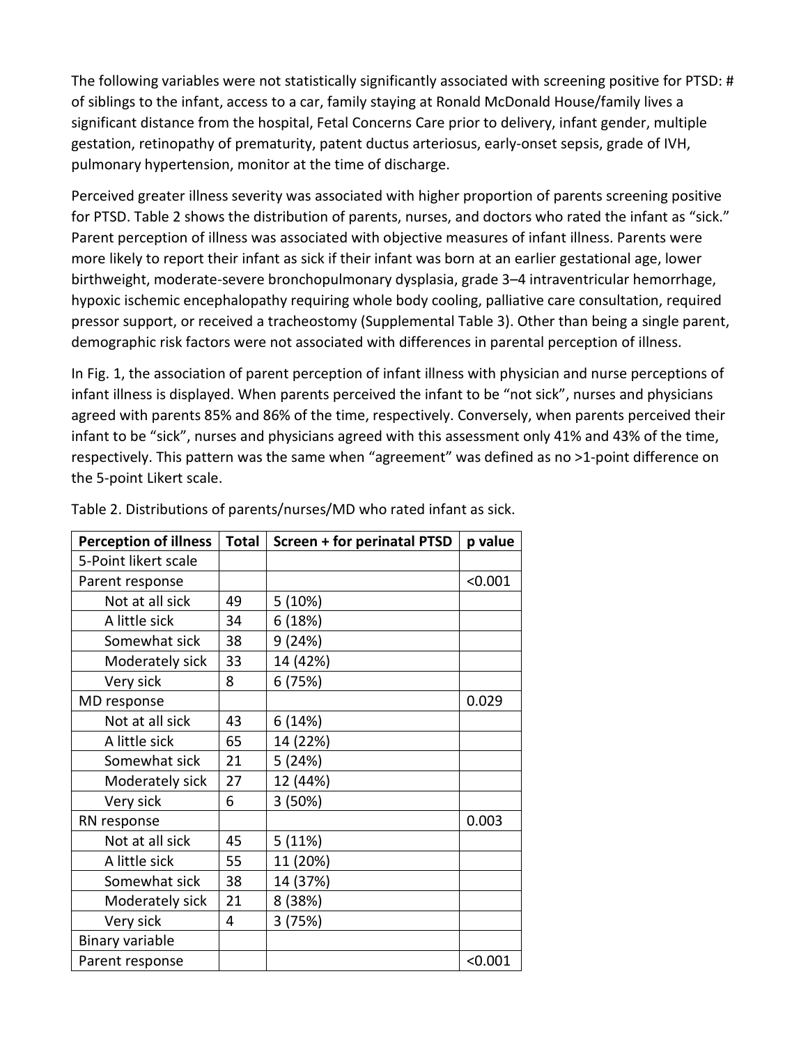The following variables were not statistically significantly associated with screening positive for PTSD: # of siblings to the infant, access to a car, family staying at Ronald McDonald House/family lives a significant distance from the hospital, Fetal Concerns Care prior to delivery, infant gender, multiple gestation, retinopathy of prematurity, patent ductus arteriosus, early-onset sepsis, grade of IVH, pulmonary hypertension, monitor at the time of discharge.

Perceived greater illness severity was associated with higher proportion of parents screening positive for PTSD. Table 2 shows the distribution of parents, nurses, and doctors who rated the infant as "sick." Parent perception of illness was associated with objective measures of infant illness. Parents were more likely to report their infant as sick if their infant was born at an earlier gestational age, lower birthweight, moderate-severe bronchopulmonary dysplasia, grade 3–4 intraventricular hemorrhage, hypoxic ischemic encephalopathy requiring whole body cooling, palliative care consultation, required pressor support, or received a tracheostomy (Supplemental Table 3). Other than being a single parent, demographic risk factors were not associated with differences in parental perception of illness.

In Fig. 1, the association of parent perception of infant illness with physician and nurse perceptions of infant illness is displayed. When parents perceived the infant to be "not sick", nurses and physicians agreed with parents 85% and 86% of the time, respectively. Conversely, when parents perceived their infant to be "sick", nurses and physicians agreed with this assessment only 41% and 43% of the time, respectively. This pattern was the same when "agreement" was defined as no >1-point difference on the 5-point Likert scale.

Table 2. Distributions of parents/nurses/MD who rated infant as sick.

| Perception of illness | Total | Screen + for perinatal PTSD | p value |
|---|---|---|---|
| 5-Point likert scale | | | |
| Parent response | | | <0.001 |
| Not at all sick | 49 | 5 (10%) | |
| A little sick | 34 | 6 (18%) | |
| Somewhat sick | 38 | 9 (24%) | |
| Moderately sick | 33 | 14 (42%) | |
| Very sick | 8 | 6 (75%) | |
| MD response | | | 0.029 |
| Not at all sick | 43 | 6 (14%) | |
| A little sick | 65 | 14 (22%) | |
| Somewhat sick | 21 | 5 (24%) | |
| Moderately sick | 27 | 12 (44%) | |
| Very sick | 6 | 3 (50%) | |
| RN response | | | 0.003 |
| Not at all sick | 45 | 5 (11%) | |
| A little sick | 55 | 11 (20%) | |
| Somewhat sick | 38 | 14 (37%) | |
| Moderately sick | 21 | 8 (38%) | |
| Very sick | 4 | 3 (75%) | |
| Binary variable | | | |
| Parent response | | | <0.001 |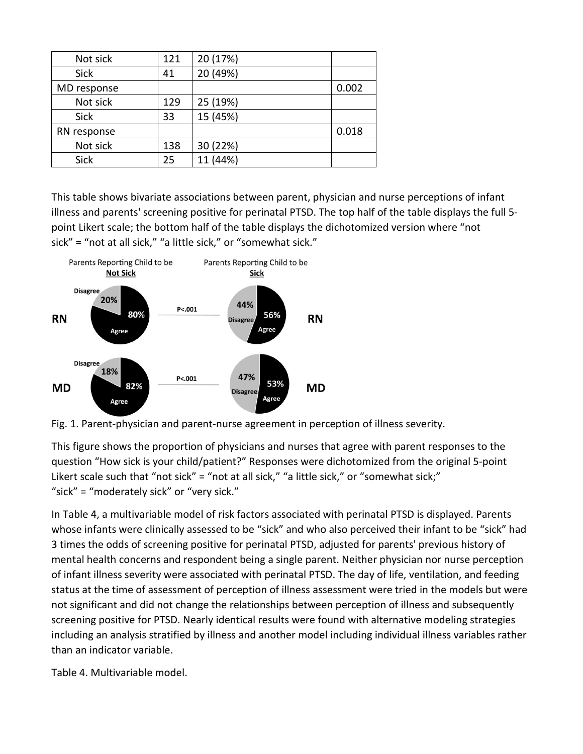| | | | |
|---|---|---|---|
| Not sick | 121 | 20 (17%) | |
| Sick | 41 | 20 (49%) | |
| MD response | | | 0.002 |
| Not sick | 129 | 25 (19%) | |
| Sick | 33 | 15 (45%) | |
| RN response | | | 0.018 |
| Not sick | 138 | 30 (22%) | |
| Sick | 25 | 11 (44%) | |

This table shows bivariate associations between parent, physician and nurse perceptions of infant illness and parents' screening positive for perinatal PTSD. The top half of the table displays the full 5-point Likert scale; the bottom half of the table displays the dichotomized version where "not sick" = "not at all sick," "a little sick," or "somewhat sick."

Fig. 1. Parent-physician and parent-nurse agreement in perception of illness severity.

This figure shows the proportion of physicians and nurses that agree with parent responses to the question "How sick is your child/patient?" Responses were dichotomized from the original 5-point Likert scale such that "not sick" = "not at all sick," "a little sick," or "somewhat sick;" "sick" = "moderately sick" or "very sick."

In Table 4, a multivariable model of risk factors associated with perinatal PTSD is displayed. Parents whose infants were clinically assessed to be "sick" and who also perceived their infant to be "sick" had 3 times the odds of screening positive for perinatal PTSD, adjusted for parents' previous history of mental health concerns and respondent being a single parent. Neither physician nor nurse perception of infant illness severity were associated with perinatal PTSD. The day of life, ventilation, and feeding status at the time of assessment of perception of illness assessment were tried in the models but were not significant and did not change the relationships between perception of illness and subsequently screening positive for PTSD. Nearly identical results were found with alternative modeling strategies including an analysis stratified by illness and another model including individual illness variables rather than an indicator variable.

Table 4. Multivariable model.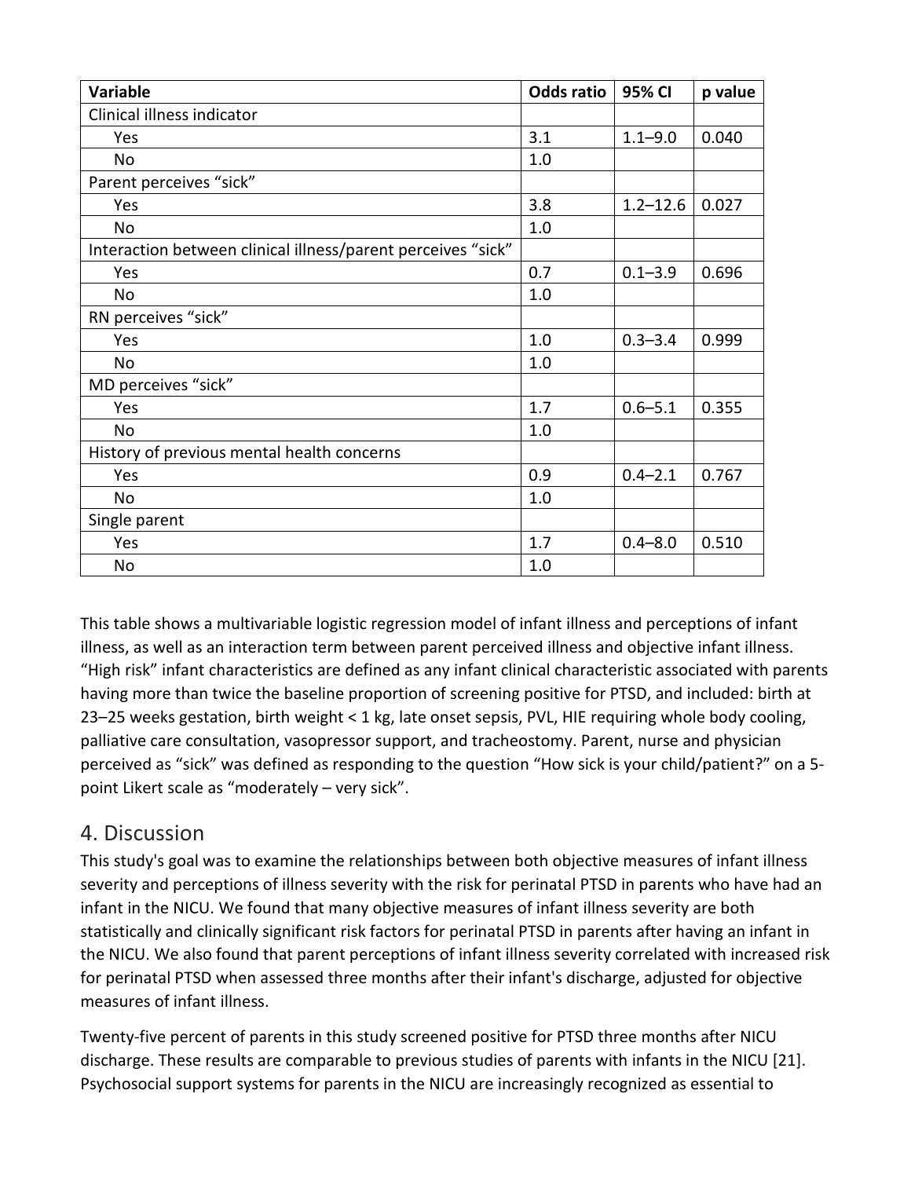| Variable | Odds ratio | 95% CI | p value |
| --- | --- | --- | --- |
| Clinical illness indicator | | | |
| Yes | 3.1 | 1.1–9.0 | 0.040 |
| No | 1.0 | | |
| Parent perceives “sick” | | | |
| Yes | 3.8 | 1.2–12.6 | 0.027 |
| No | 1.0 | | |
| Interaction between clinical illness/parent perceives “sick” | | | |
| Yes | 0.7 | 0.1–3.9 | 0.696 |
| No | 1.0 | | |
| RN perceives “sick” | | | |
| Yes | 1.0 | 0.3–3.4 | 0.999 |
| No | 1.0 | | |
| MD perceives “sick” | | | |
| Yes | 1.7 | 0.6–5.1 | 0.355 |
| No | 1.0 | | |
| History of previous mental health concerns | | | |
| Yes | 0.9 | 0.4–2.1 | 0.767 |
| No | 1.0 | | |
| Single parent | | | |
| Yes | 1.7 | 0.4–8.0 | 0.510 |
| No | 1.0 | | |

This table shows a multivariable logistic regression model of infant illness and perceptions of infant illness, as well as an interaction term between parent perceived illness and objective infant illness. “High risk” infant characteristics are defined as any infant clinical characteristic associated with parents having more than twice the baseline proportion of screening positive for PTSD, and included: birth at 23–25 weeks gestation, birth weight < 1 kg, late onset sepsis, PVL, HIE requiring whole body cooling, palliative care consultation, vasopressor support, and tracheostomy. Parent, nurse and physician perceived as “sick” was defined as responding to the question “How sick is your child/patient?” on a 5-point Likert scale as “moderately – very sick”.

## 4. Discussion

This study's goal was to examine the relationships between both objective measures of infant illness severity and perceptions of illness severity with the risk for perinatal PTSD in parents who have had an infant in the NICU. We found that many objective measures of infant illness severity are both statistically and clinically significant risk factors for perinatal PTSD in parents after having an infant in the NICU. We also found that parent perceptions of infant illness severity correlated with increased risk for perinatal PTSD when assessed three months after their infant's discharge, adjusted for objective measures of infant illness.

Twenty-five percent of parents in this study screened positive for PTSD three months after NICU discharge. These results are comparable to previous studies of parents with infants in the NICU [21]. Psychosocial support systems for parents in the NICU are increasingly recognized as essential to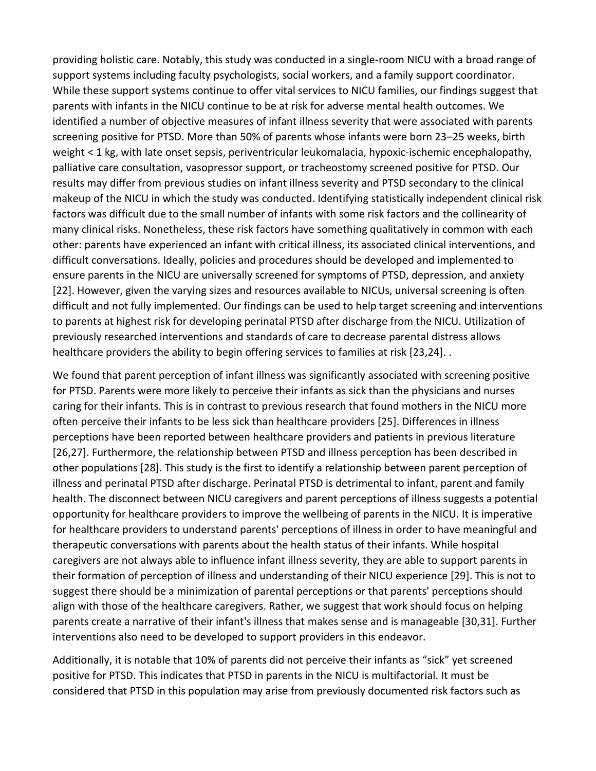providing holistic care. Notably, this study was conducted in a single-room NICU with a broad range of support systems including faculty psychologists, social workers, and a family support coordinator. While these support systems continue to offer vital services to NICU families, our findings suggest that parents with infants in the NICU continue to be at risk for adverse mental health outcomes. We identified a number of objective measures of infant illness severity that were associated with parents screening positive for PTSD. More than 50% of parents whose infants were born 23–25 weeks, birth weight < 1 kg, with late onset sepsis, periventricular leukomalacia, hypoxic-ischemic encephalopathy, palliative care consultation, vasopressor support, or tracheostomy screened positive for PTSD. Our results may differ from previous studies on infant illness severity and PTSD secondary to the clinical makeup of the NICU in which the study was conducted. Identifying statistically independent clinical risk factors was difficult due to the small number of infants with some risk factors and the collinearity of many clinical risks. Nonetheless, these risk factors have something qualitatively in common with each other: parents have experienced an infant with critical illness, its associated clinical interventions, and difficult conversations. Ideally, policies and procedures should be developed and implemented to ensure parents in the NICU are universally screened for symptoms of PTSD, depression, and anxiety [22]. However, given the varying sizes and resources available to NICUs, universal screening is often difficult and not fully implemented. Our findings can be used to help target screening and interventions to parents at highest risk for developing perinatal PTSD after discharge from the NICU. Utilization of previously researched interventions and standards of care to decrease parental distress allows healthcare providers the ability to begin offering services to families at risk [23,24]. .

We found that parent perception of infant illness was significantly associated with screening positive for PTSD. Parents were more likely to perceive their infants as sick than the physicians and nurses caring for their infants. This is in contrast to previous research that found mothers in the NICU more often perceive their infants to be less sick than healthcare providers [25]. Differences in illness perceptions have been reported between healthcare providers and patients in previous literature [26,27]. Furthermore, the relationship between PTSD and illness perception has been described in other populations [28]. This study is the first to identify a relationship between parent perception of illness and perinatal PTSD after discharge. Perinatal PTSD is detrimental to infant, parent and family health. The disconnect between NICU caregivers and parent perceptions of illness suggests a potential opportunity for healthcare providers to improve the wellbeing of parents in the NICU. It is imperative for healthcare providers to understand parents' perceptions of illness in order to have meaningful and therapeutic conversations with parents about the health status of their infants. While hospital caregivers are not always able to influence infant illness severity, they are able to support parents in their formation of perception of illness and understanding of their NICU experience [29]. This is not to suggest there should be a minimization of parental perceptions or that parents' perceptions should align with those of the healthcare caregivers. Rather, we suggest that work should focus on helping parents create a narrative of their infant's illness that makes sense and is manageable [30,31]. Further interventions also need to be developed to support providers in this endeavor.

Additionally, it is notable that 10% of parents did not perceive their infants as "sick" yet screened positive for PTSD. This indicates that PTSD in parents in the NICU is multifactorial. It must be considered that PTSD in this population may arise from previously documented risk factors such as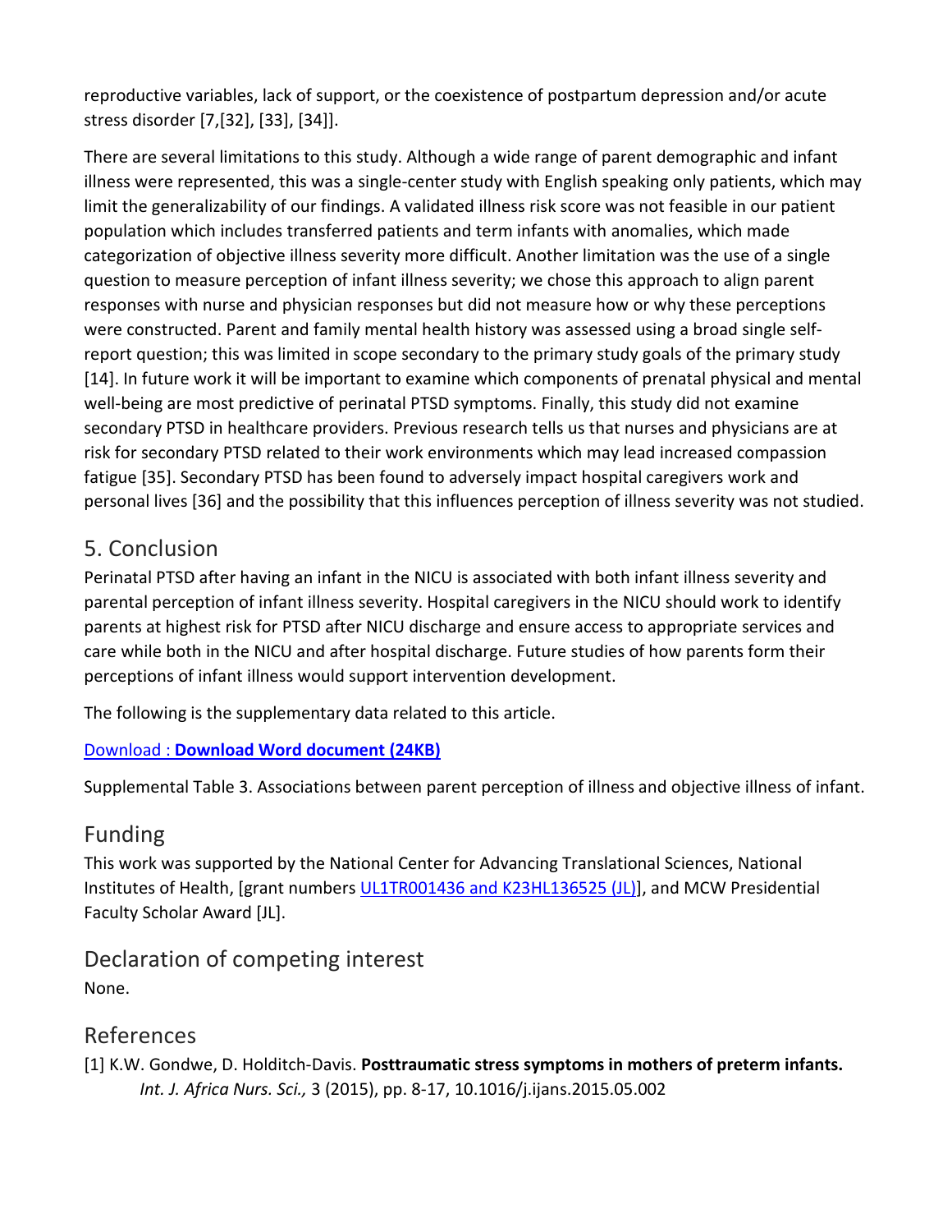reproductive variables, lack of support, or the coexistence of postpartum depression and/or acute stress disorder [7,[32], [33], [34]].

There are several limitations to this study. Although a wide range of parent demographic and infant illness were represented, this was a single-center study with English speaking only patients, which may limit the generalizability of our findings. A validated illness risk score was not feasible in our patient population which includes transferred patients and term infants with anomalies, which made categorization of objective illness severity more difficult. Another limitation was the use of a single question to measure perception of infant illness severity; we chose this approach to align parent responses with nurse and physician responses but did not measure how or why these perceptions were constructed. Parent and family mental health history was assessed using a broad single self-report question; this was limited in scope secondary to the primary study goals of the primary study [14]. In future work it will be important to examine which components of prenatal physical and mental well-being are most predictive of perinatal PTSD symptoms. Finally, this study did not examine secondary PTSD in healthcare providers. Previous research tells us that nurses and physicians are at risk for secondary PTSD related to their work environments which may lead increased compassion fatigue [35]. Secondary PTSD has been found to adversely impact hospital caregivers work and personal lives [36] and the possibility that this influences perception of illness severity was not studied.

## 5. Conclusion

Perinatal PTSD after having an infant in the NICU is associated with both infant illness severity and parental perception of infant illness severity. Hospital caregivers in the NICU should work to identify parents at highest risk for PTSD after NICU discharge and ensure access to appropriate services and care while both in the NICU and after hospital discharge. Future studies of how parents form their perceptions of infant illness would support intervention development.

The following is the supplementary data related to this article.

Download : **Download Word document (24KB)**

Supplemental Table 3. Associations between parent perception of illness and objective illness of infant.

## Funding

This work was supported by the National Center for Advancing Translational Sciences, National Institutes of Health, [grant numbers UL1TR001436 and K23HL136525 (JL)], and MCW Presidential Faculty Scholar Award [JL].

## Declaration of competing interest

None.

## References

[1] K.W. Gondwe, D. Holditch-Davis. **Posttraumatic stress symptoms in mothers of preterm infants.** *Int. J. Africa Nurs. Sci.,* 3 (2015), pp. 8-17, 10.1016/j.ijans.2015.05.002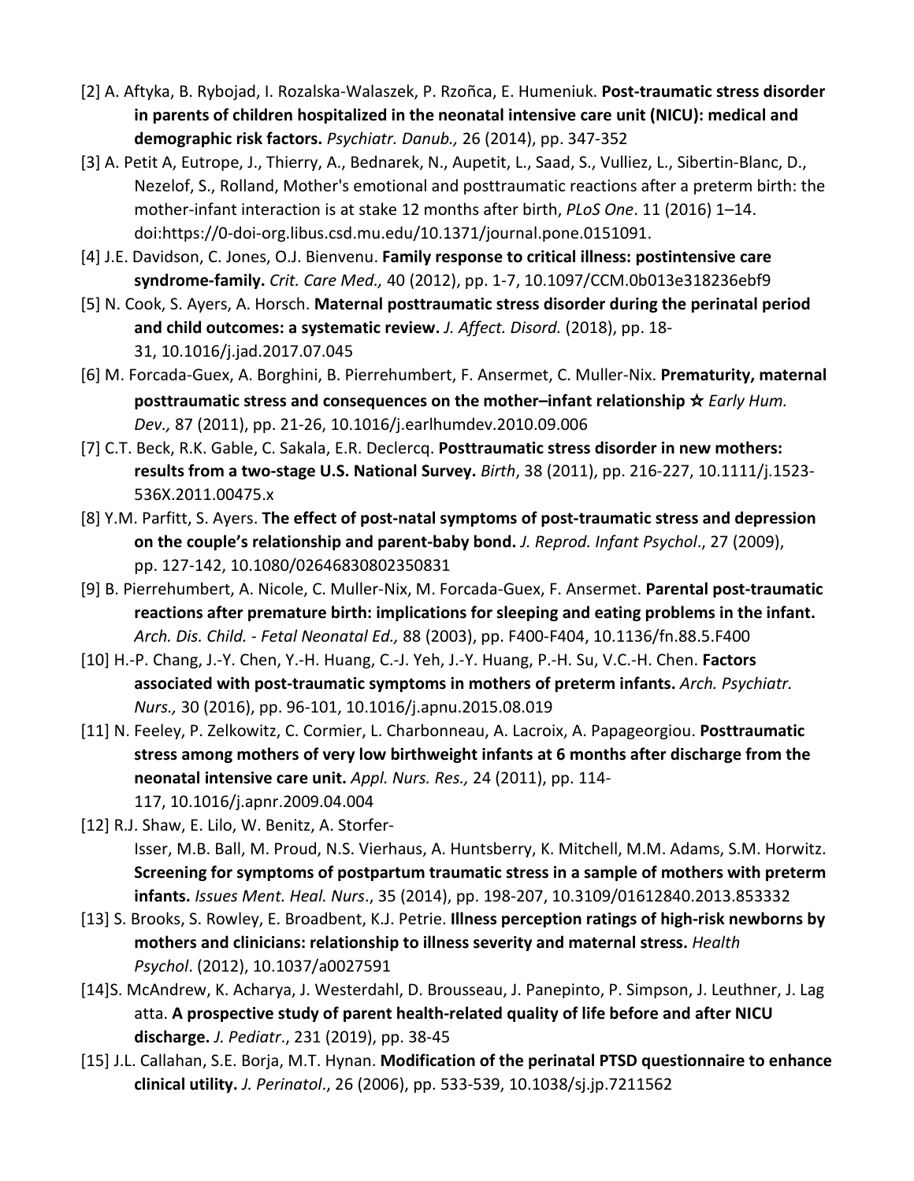[2] A. Aftyka, B. Rybojad, I. Rozalska-Walaszek, P. Rzoñca, E. Humeniuk. **Post-traumatic stress disorder in parents of children hospitalized in the neonatal intensive care unit (NICU): medical and demographic risk factors.** *Psychiatr. Danub.,* 26 (2014), pp. 347-352

[3] A. Petit A, Eutrope, J., Thierry, A., Bednarek, N., Aupetit, L., Saad, S., Vulliez, L., Sibertin-Blanc, D., Nezelof, S., Rolland, Mother's emotional and posttraumatic reactions after a preterm birth: the mother-infant interaction is at stake 12 months after birth, *PLoS One*. 11 (2016) 1–14. doi:https://0-doi-org.libus.csd.mu.edu/10.1371/journal.pone.0151091.

[4] J.E. Davidson, C. Jones, O.J. Bienvenu. **Family response to critical illness: postintensive care syndrome-family.** *Crit. Care Med.,* 40 (2012), pp. 1-7, 10.1097/CCM.0b013e318236ebf9

[5] N. Cook, S. Ayers, A. Horsch. **Maternal posttraumatic stress disorder during the perinatal period and child outcomes: a systematic review.** *J. Affect. Disord.* (2018), pp. 18-31, 10.1016/j.jad.2017.07.045

[6] M. Forcada-Guex, A. Borghini, B. Pierrehumbert, F. Ansermet, C. Muller-Nix. **Prematurity, maternal posttraumatic stress and consequences on the mother–infant relationship ☆** *Early Hum. Dev.,* 87 (2011), pp. 21-26, 10.1016/j.earlhumdev.2010.09.006

[7] C.T. Beck, R.K. Gable, C. Sakala, E.R. Declercq. **Posttraumatic stress disorder in new mothers: results from a two-stage U.S. National Survey.** *Birth*, 38 (2011), pp. 216-227, 10.1111/j.1523-536X.2011.00475.x

[8] Y.M. Parfitt, S. Ayers. **The effect of post-natal symptoms of post-traumatic stress and depression on the couple's relationship and parent-baby bond.** *J. Reprod. Infant Psychol*., 27 (2009), pp. 127-142, 10.1080/02646830802350831

[9] B. Pierrehumbert, A. Nicole, C. Muller-Nix, M. Forcada-Guex, F. Ansermet. **Parental post-traumatic reactions after premature birth: implications for sleeping and eating problems in the infant.** *Arch. Dis. Child. - Fetal Neonatal Ed.,* 88 (2003), pp. F400-F404, 10.1136/fn.88.5.F400

[10] H.-P. Chang, J.-Y. Chen, Y.-H. Huang, C.-J. Yeh, J.-Y. Huang, P.-H. Su, V.C.-H. Chen. **Factors associated with post-traumatic symptoms in mothers of preterm infants.** *Arch. Psychiatr. Nurs.,* 30 (2016), pp. 96-101, 10.1016/j.apnu.2015.08.019

[11] N. Feeley, P. Zelkowitz, C. Cormier, L. Charbonneau, A. Lacroix, A. Papageorgiou. **Posttraumatic stress among mothers of very low birthweight infants at 6 months after discharge from the neonatal intensive care unit.** *Appl. Nurs. Res.,* 24 (2011), pp. 114-117, 10.1016/j.apnr.2009.04.004

[12] R.J. Shaw, E. Lilo, W. Benitz, A. Storfer-Isser, M.B. Ball, M. Proud, N.S. Vierhaus, A. Huntsberry, K. Mitchell, M.M. Adams, S.M. Horwitz. **Screening for symptoms of postpartum traumatic stress in a sample of mothers with preterm infants.** *Issues Ment. Heal. Nurs*., 35 (2014), pp. 198-207, 10.3109/01612840.2013.853332

[13] S. Brooks, S. Rowley, E. Broadbent, K.J. Petrie. **Illness perception ratings of high-risk newborns by mothers and clinicians: relationship to illness severity and maternal stress.** *Health Psychol*. (2012), 10.1037/a0027591

[14]S. McAndrew, K. Acharya, J. Westerdahl, D. Brousseau, J. Panepinto, P. Simpson, J. Leuthner, J. Lagatta. **A prospective study of parent health-related quality of life before and after NICU discharge.** *J. Pediatr*., 231 (2019), pp. 38-45

[15] J.L. Callahan, S.E. Borja, M.T. Hynan. **Modification of the perinatal PTSD questionnaire to enhance clinical utility.** *J. Perinatol*., 26 (2006), pp. 533-539, 10.1038/sj.jp.7211562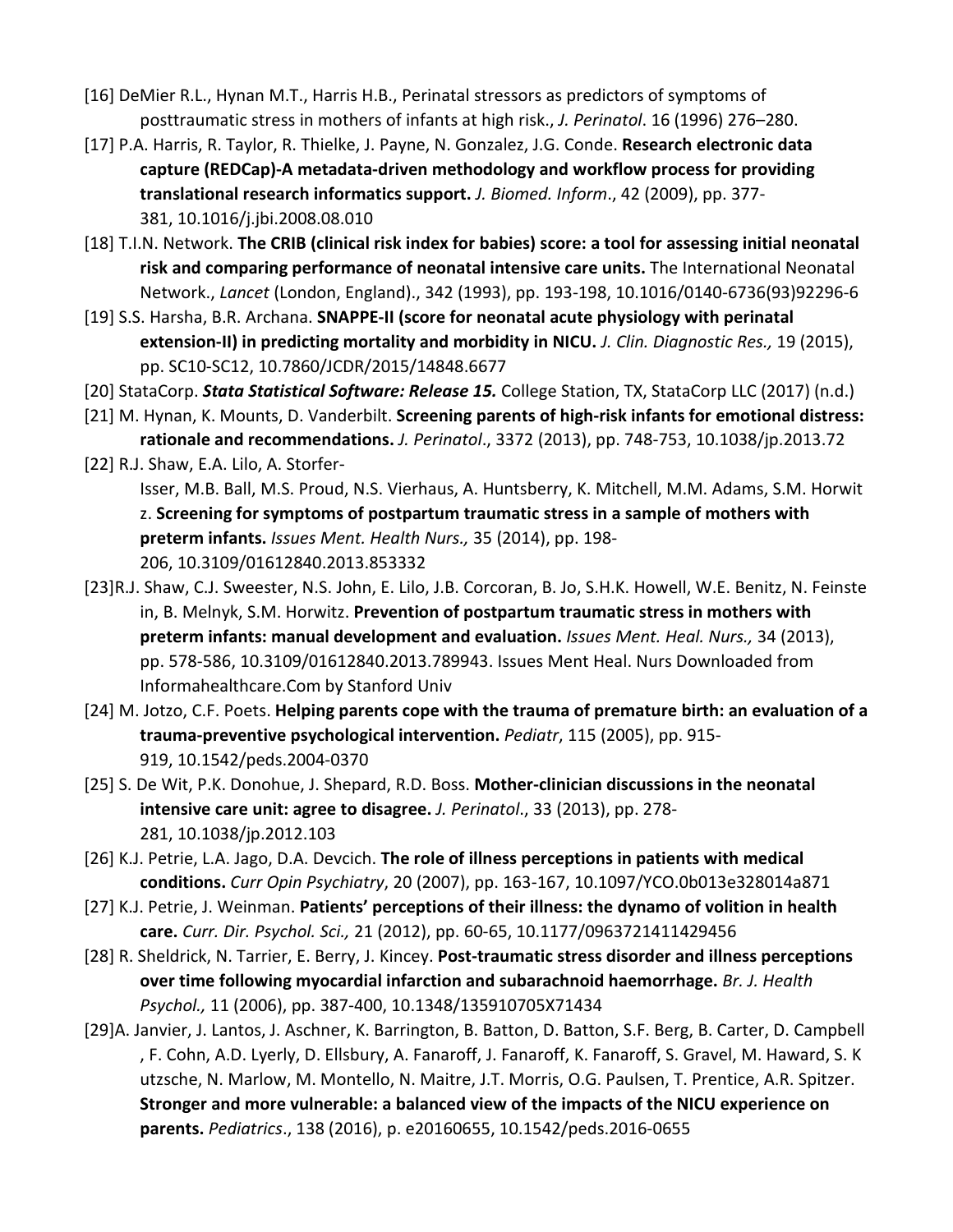[16] DeMier R.L., Hynan M.T., Harris H.B., Perinatal stressors as predictors of symptoms of posttraumatic stress in mothers of infants at high risk., *J. Perinatol*. 16 (1996) 276–280.

[17] P.A. Harris, R. Taylor, R. Thielke, J. Payne, N. Gonzalez, J.G. Conde. **Research electronic data capture (REDCap)-A metadata-driven methodology and workflow process for providing translational research informatics support.** *J. Biomed. Inform*., 42 (2009), pp. 377-381, 10.1016/j.jbi.2008.08.010

[18] T.I.N. Network. **The CRIB (clinical risk index for babies) score: a tool for assessing initial neonatal risk and comparing performance of neonatal intensive care units.** The International Neonatal Network., *Lancet* (London, England)., 342 (1993), pp. 193-198, 10.1016/0140-6736(93)92296-6

[19] S.S. Harsha, B.R. Archana. **SNAPPE-II (score for neonatal acute physiology with perinatal extension-II) in predicting mortality and morbidity in NICU.** *J. Clin. Diagnostic Res.,* 19 (2015), pp. SC10-SC12, 10.7860/JCDR/2015/14848.6677

[20] StataCorp. ***Stata Statistical Software: Release 15.*** College Station, TX, StataCorp LLC (2017) (n.d.)

[21] M. Hynan, K. Mounts, D. Vanderbilt. **Screening parents of high-risk infants for emotional distress: rationale and recommendations.** *J. Perinatol*., 3372 (2013), pp. 748-753, 10.1038/jp.2013.72

[22] R.J. Shaw, E.A. Lilo, A. Storfer-Isser, M.B. Ball, M.S. Proud, N.S. Vierhaus, A. Huntsberry, K. Mitchell, M.M. Adams, S.M. Horwitz. **Screening for symptoms of postpartum traumatic stress in a sample of mothers with preterm infants.** *Issues Ment. Health Nurs.,* 35 (2014), pp. 198-206, 10.3109/01612840.2013.853332

[23]R.J. Shaw, C.J. Sweester, N.S. John, E. Lilo, J.B. Corcoran, B. Jo, S.H.K. Howell, W.E. Benitz, N. Feinstein, B. Melnyk, S.M. Horwitz. **Prevention of postpartum traumatic stress in mothers with preterm infants: manual development and evaluation.** *Issues Ment. Heal. Nurs.,* 34 (2013), pp. 578-586, 10.3109/01612840.2013.789943. Issues Ment Heal. Nurs Downloaded from Informahealthcare.Com by Stanford Univ

[24] M. Jotzo, C.F. Poets. **Helping parents cope with the trauma of premature birth: an evaluation of a trauma-preventive psychological intervention.** *Pediatr*, 115 (2005), pp. 915-919, 10.1542/peds.2004-0370

[25] S. De Wit, P.K. Donohue, J. Shepard, R.D. Boss. **Mother-clinician discussions in the neonatal intensive care unit: agree to disagree.** *J. Perinatol*., 33 (2013), pp. 278-281, 10.1038/jp.2012.103

[26] K.J. Petrie, L.A. Jago, D.A. Devcich. **The role of illness perceptions in patients with medical conditions.** *Curr Opin Psychiatry*, 20 (2007), pp. 163-167, 10.1097/YCO.0b013e328014a871

[27] K.J. Petrie, J. Weinman. **Patients' perceptions of their illness: the dynamo of volition in health care.** *Curr. Dir. Psychol. Sci.,* 21 (2012), pp. 60-65, 10.1177/0963721411429456

[28] R. Sheldrick, N. Tarrier, E. Berry, J. Kincey. **Post-traumatic stress disorder and illness perceptions over time following myocardial infarction and subarachnoid haemorrhage.** *Br. J. Health Psychol.,* 11 (2006), pp. 387-400, 10.1348/135910705X71434

[29]A. Janvier, J. Lantos, J. Aschner, K. Barrington, B. Batton, D. Batton, S.F. Berg, B. Carter, D. Campbell, F. Cohn, A.D. Lyerly, D. Ellsbury, A. Fanaroff, J. Fanaroff, K. Fanaroff, S. Gravel, M. Haward, S. Kutzsche, N. Marlow, M. Montello, N. Maitre, J.T. Morris, O.G. Paulsen, T. Prentice, A.R. Spitzer. **Stronger and more vulnerable: a balanced view of the impacts of the NICU experience on parents.** *Pediatrics*., 138 (2016), p. e20160655, 10.1542/peds.2016-0655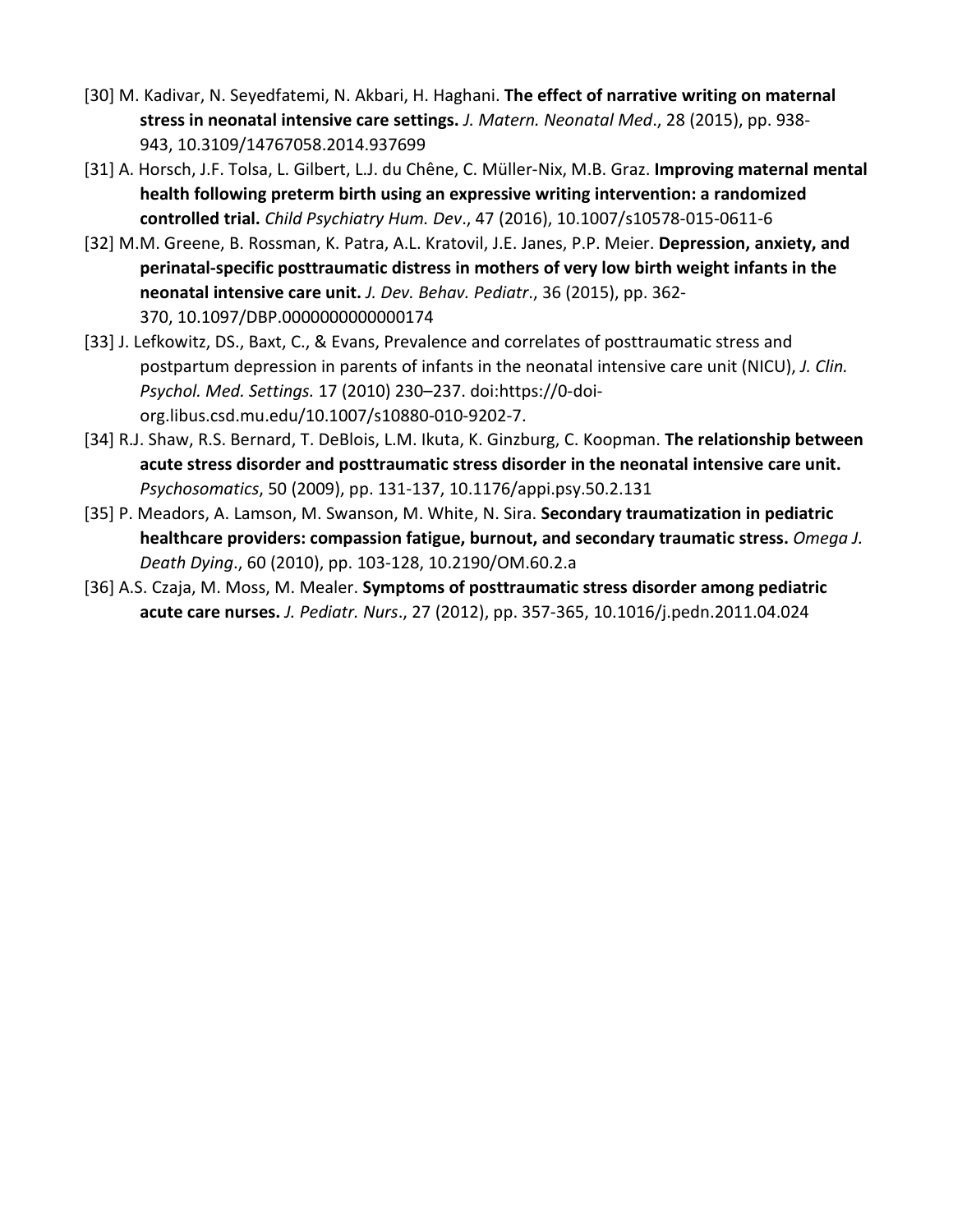[30] M. Kadivar, N. Seyedfatemi, N. Akbari, H. Haghani. **The effect of narrative writing on maternal stress in neonatal intensive care settings.** *J. Matern. Neonatal Med*., 28 (2015), pp. 938-943, 10.3109/14767058.2014.937699

[31] A. Horsch, J.F. Tolsa, L. Gilbert, L.J. du Chêne, C. Müller-Nix, M.B. Graz. **Improving maternal mental health following preterm birth using an expressive writing intervention: a randomized controlled trial.** *Child Psychiatry Hum. Dev*., 47 (2016), 10.1007/s10578-015-0611-6

[32] M.M. Greene, B. Rossman, K. Patra, A.L. Kratovil, J.E. Janes, P.P. Meier. **Depression, anxiety, and perinatal-specific posttraumatic distress in mothers of very low birth weight infants in the neonatal intensive care unit.** *J. Dev. Behav. Pediatr*., 36 (2015), pp. 362-370, 10.1097/DBP.0000000000000174

[33] J. Lefkowitz, DS., Baxt, C., & Evans, Prevalence and correlates of posttraumatic stress and postpartum depression in parents of infants in the neonatal intensive care unit (NICU), *J. Clin. Psychol. Med. Settings.* 17 (2010) 230–237. doi:https://0-doi-org.libus.csd.mu.edu/10.1007/s10880-010-9202-7.

[34] R.J. Shaw, R.S. Bernard, T. DeBlois, L.M. Ikuta, K. Ginzburg, C. Koopman. **The relationship between acute stress disorder and posttraumatic stress disorder in the neonatal intensive care unit.** *Psychosomatics*, 50 (2009), pp. 131-137, 10.1176/appi.psy.50.2.131

[35] P. Meadors, A. Lamson, M. Swanson, M. White, N. Sira. **Secondary traumatization in pediatric healthcare providers: compassion fatigue, burnout, and secondary traumatic stress.** *Omega J. Death Dying*., 60 (2010), pp. 103-128, 10.2190/OM.60.2.a

[36] A.S. Czaja, M. Moss, M. Mealer. **Symptoms of posttraumatic stress disorder among pediatric acute care nurses.** *J. Pediatr. Nurs*., 27 (2012), pp. 357-365, 10.1016/j.pedn.2011.04.024